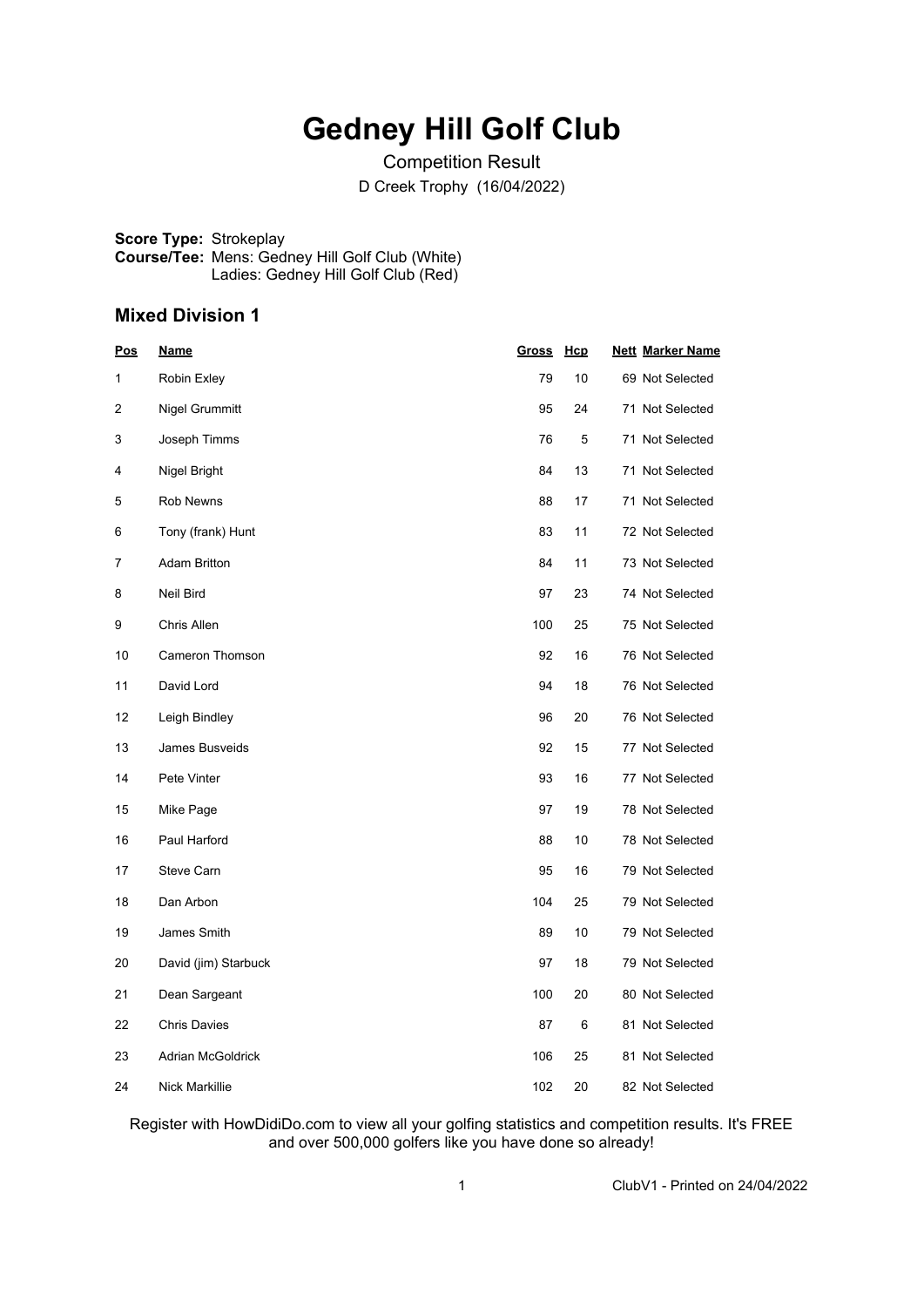# Gedney Hill Golf Club

Competition Result

D Creek Trophy (16/04/2022)

**Score Type:** Strokeplay
**Course/Tee:** Mens: Gedney Hill Golf Club (White)
Ladies: Gedney Hill Golf Club (Red)

## Mixed Division 1

| Pos | Name | Gross | Hcp | Nett | Marker Name |
|---|---|---|---|---|---|
| 1 | Robin Exley | 79 | 10 | 69 | Not Selected |
| 2 | Nigel Grummitt | 95 | 24 | 71 | Not Selected |
| 3 | Joseph Timms | 76 | 5 | 71 | Not Selected |
| 4 | Nigel Bright | 84 | 13 | 71 | Not Selected |
| 5 | Rob Newns | 88 | 17 | 71 | Not Selected |
| 6 | Tony (frank) Hunt | 83 | 11 | 72 | Not Selected |
| 7 | Adam Britton | 84 | 11 | 73 | Not Selected |
| 8 | Neil Bird | 97 | 23 | 74 | Not Selected |
| 9 | Chris Allen | 100 | 25 | 75 | Not Selected |
| 10 | Cameron Thomson | 92 | 16 | 76 | Not Selected |
| 11 | David Lord | 94 | 18 | 76 | Not Selected |
| 12 | Leigh Bindley | 96 | 20 | 76 | Not Selected |
| 13 | James Busveids | 92 | 15 | 77 | Not Selected |
| 14 | Pete Vinter | 93 | 16 | 77 | Not Selected |
| 15 | Mike Page | 97 | 19 | 78 | Not Selected |
| 16 | Paul Harford | 88 | 10 | 78 | Not Selected |
| 17 | Steve Carn | 95 | 16 | 79 | Not Selected |
| 18 | Dan Arbon | 104 | 25 | 79 | Not Selected |
| 19 | James Smith | 89 | 10 | 79 | Not Selected |
| 20 | David (jim) Starbuck | 97 | 18 | 79 | Not Selected |
| 21 | Dean Sargeant | 100 | 20 | 80 | Not Selected |
| 22 | Chris Davies | 87 | 6 | 81 | Not Selected |
| 23 | Adrian McGoldrick | 106 | 25 | 81 | Not Selected |
| 24 | Nick Markillie | 102 | 20 | 82 | Not Selected |

Register with HowDidiDo.com to view all your golfing statistics and competition results. It's FREE and over 500,000 golfers like you have done so already!

ClubV1 - Printed on 24/04/2022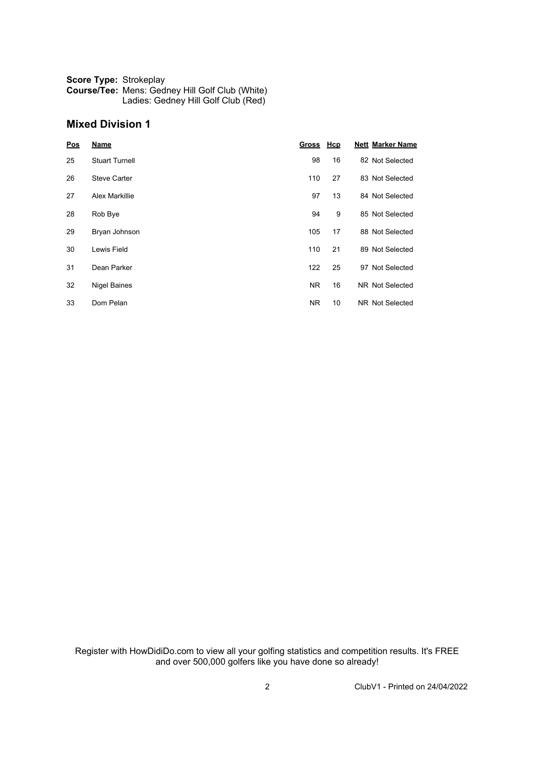**Score Type:** Strokeplay
**Course/Tee:** Mens: Gedney Hill Golf Club (White)
Ladies: Gedney Hill Golf Club (Red)

## Mixed Division 1

| Pos | Name | Gross | Hcp | Nett | Marker Name |
|---|---|---|---|---|---|
| 25 | Stuart Turnell | 98 | 16 | 82 | Not Selected |
| 26 | Steve Carter | 110 | 27 | 83 | Not Selected |
| 27 | Alex Markillie | 97 | 13 | 84 | Not Selected |
| 28 | Rob Bye | 94 | 9 | 85 | Not Selected |
| 29 | Bryan Johnson | 105 | 17 | 88 | Not Selected |
| 30 | Lewis Field | 110 | 21 | 89 | Not Selected |
| 31 | Dean Parker | 122 | 25 | 97 | Not Selected |
| 32 | Nigel Baines | NR | 16 | NR | Not Selected |
| 33 | Dom Pelan | NR | 10 | NR | Not Selected |

Register with HowDidiDo.com to view all your golfing statistics and competition results. It's FREE and over 500,000 golfers like you have done so already!

ClubV1 - Printed on 24/04/2022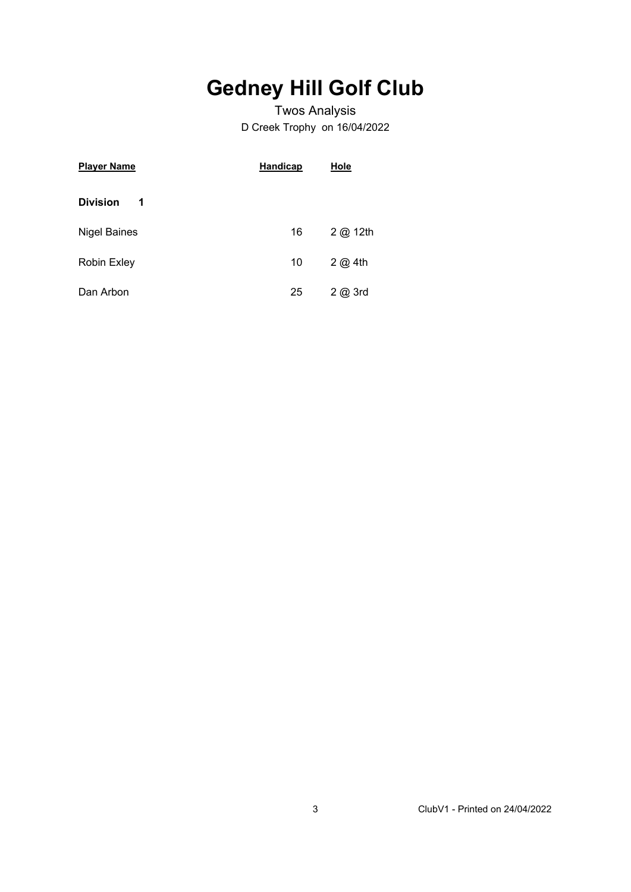# Gedney Hill Golf Club

Twos Analysis

D Creek Trophy on 16/04/2022

| Player Name | Handicap | Hole |
|---|---|---|
| **Division 1** | | |
| Nigel Baines | 16 | 2 @ 12th |
| Robin Exley | 10 | 2 @ 4th |
| Dan Arbon | 25 | 2 @ 3rd |

ClubV1 - Printed on 24/04/2022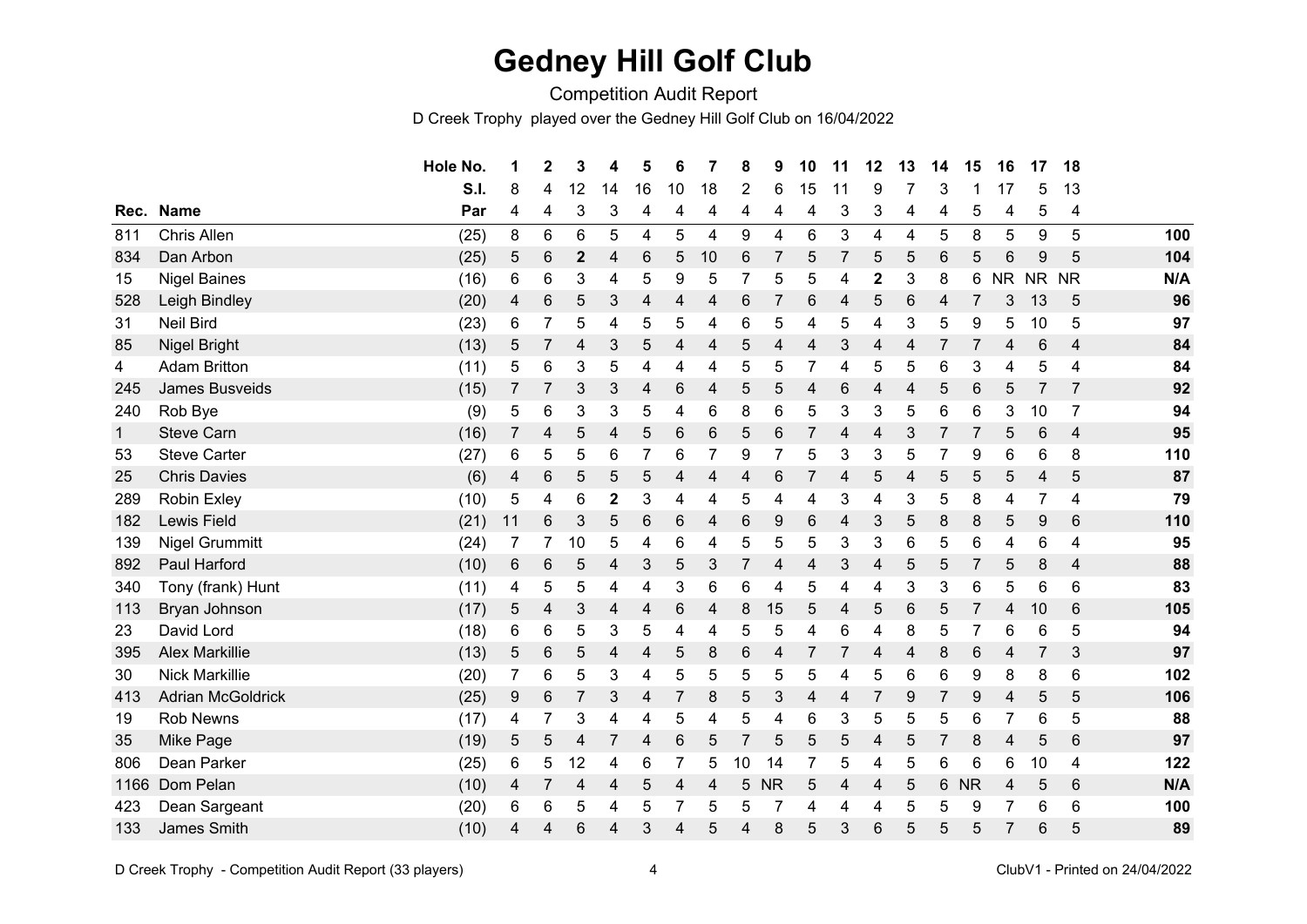# Gedney Hill Golf Club

Competition Audit Report

D Creek Trophy played over the Gedney Hill Golf Club on 16/04/2022

| Rec. | Name | Hole No. | 1 | 2 | 3 | 4 | 5 | 6 | 7 | 8 | 9 | 10 | 11 | 12 | 13 | 14 | 15 | 16 | 17 | 18 | |
|---|---|---|---|---|---|---|---|---|---|---|---|---|---|---|---|---|---|---|---|---|---|
| | | S.I. | 8 | 4 | 12 | 14 | 16 | 10 | 18 | 2 | 6 | 15 | 11 | 9 | 7 | 3 | 1 | 17 | 5 | 13 | |
| | | Par | 4 | 4 | 3 | 3 | 4 | 4 | 4 | 4 | 4 | 4 | 3 | 3 | 4 | 4 | 5 | 4 | 5 | 4 | |
| 811 | Chris Allen | (25) | 8 | 6 | 6 | 5 | 4 | 5 | 4 | 9 | 4 | 6 | 3 | 4 | 4 | 5 | 8 | 5 | 9 | 5 | **100** |
| 834 | Dan Arbon | (25) | 5 | 6 | **2** | 4 | 6 | 5 | 10 | 6 | 7 | 5 | 7 | 5 | 5 | 6 | 5 | 6 | 9 | 5 | **104** |
| 15 | Nigel Baines | (16) | 6 | 6 | 3 | 4 | 5 | 9 | 5 | 7 | 5 | 5 | 4 | **2** | 3 | 8 | 6 | NR | NR | NR | **N/A** |
| 528 | Leigh Bindley | (20) | 4 | 6 | 5 | 3 | 4 | 4 | 4 | 6 | 7 | 6 | 4 | 5 | 6 | 4 | 7 | 3 | 13 | 5 | **96** |
| 31 | Neil Bird | (23) | 6 | 7 | 5 | 4 | 5 | 5 | 4 | 6 | 5 | 4 | 5 | 4 | 3 | 5 | 9 | 5 | 10 | 5 | **97** |
| 85 | Nigel Bright | (13) | 5 | 7 | 4 | 3 | 5 | 4 | 4 | 5 | 4 | 4 | 3 | 4 | 4 | 7 | 7 | 4 | 6 | 4 | **84** |
| 4 | Adam Britton | (11) | 5 | 6 | 3 | 5 | 4 | 4 | 4 | 5 | 5 | 7 | 4 | 5 | 5 | 6 | 3 | 4 | 5 | 4 | **84** |
| 245 | James Busveids | (15) | 7 | 7 | 3 | 3 | 4 | 6 | 4 | 5 | 5 | 4 | 6 | 4 | 4 | 5 | 6 | 5 | 7 | 7 | **92** |
| 240 | Rob Bye | (9) | 5 | 6 | 3 | 3 | 5 | 4 | 6 | 8 | 6 | 5 | 3 | 3 | 5 | 6 | 6 | 3 | 10 | 7 | **94** |
| 1 | Steve Carn | (16) | 7 | 4 | 5 | 4 | 5 | 6 | 6 | 5 | 6 | 7 | 4 | 4 | 3 | 7 | 7 | 5 | 6 | 4 | **95** |
| 53 | Steve Carter | (27) | 6 | 5 | 5 | 6 | 7 | 6 | 7 | 9 | 7 | 5 | 3 | 3 | 5 | 7 | 9 | 6 | 6 | 8 | **110** |
| 25 | Chris Davies | (6) | 4 | 6 | 5 | 5 | 5 | 4 | 4 | 4 | 6 | 7 | 4 | 5 | 4 | 5 | 5 | 5 | 4 | 5 | **87** |
| 289 | Robin Exley | (10) | 5 | 4 | 6 | **2** | 3 | 4 | 4 | 5 | 4 | 4 | 3 | 4 | 3 | 5 | 8 | 4 | 7 | 4 | **79** |
| 182 | Lewis Field | (21) | 11 | 6 | 3 | 5 | 6 | 6 | 4 | 6 | 9 | 6 | 4 | 3 | 5 | 8 | 8 | 5 | 9 | 6 | **110** |
| 139 | Nigel Grummitt | (24) | 7 | 7 | 10 | 5 | 4 | 6 | 4 | 5 | 5 | 5 | 3 | 3 | 6 | 5 | 6 | 4 | 6 | 4 | **95** |
| 892 | Paul Harford | (10) | 6 | 6 | 5 | 4 | 3 | 5 | 3 | 7 | 4 | 4 | 3 | 4 | 5 | 5 | 7 | 5 | 8 | 4 | **88** |
| 340 | Tony (frank) Hunt | (11) | 4 | 5 | 5 | 4 | 4 | 3 | 6 | 6 | 4 | 5 | 4 | 4 | 3 | 3 | 6 | 5 | 6 | 6 | **83** |
| 113 | Bryan Johnson | (17) | 5 | 4 | 3 | 4 | 4 | 6 | 4 | 8 | 15 | 5 | 4 | 5 | 6 | 5 | 7 | 4 | 10 | 6 | **105** |
| 23 | David Lord | (18) | 6 | 6 | 5 | 3 | 5 | 4 | 4 | 5 | 5 | 4 | 6 | 4 | 8 | 5 | 7 | 6 | 6 | 5 | **94** |
| 395 | Alex Markillie | (13) | 5 | 6 | 5 | 4 | 4 | 5 | 8 | 6 | 4 | 7 | 7 | 4 | 4 | 8 | 6 | 4 | 7 | 3 | **97** |
| 30 | Nick Markillie | (20) | 7 | 6 | 5 | 3 | 4 | 5 | 5 | 5 | 5 | 5 | 4 | 5 | 6 | 6 | 9 | 8 | 8 | 6 | **102** |
| 413 | Adrian McGoldrick | (25) | 9 | 6 | 7 | 3 | 4 | 7 | 8 | 5 | 3 | 4 | 4 | 7 | 9 | 7 | 9 | 4 | 5 | 5 | **106** |
| 19 | Rob Newns | (17) | 4 | 7 | 3 | 4 | 4 | 5 | 4 | 5 | 4 | 6 | 3 | 5 | 5 | 5 | 6 | 7 | 6 | 5 | **88** |
| 35 | Mike Page | (19) | 5 | 5 | 4 | 7 | 4 | 6 | 5 | 7 | 5 | 5 | 5 | 4 | 5 | 7 | 8 | 4 | 5 | 6 | **97** |
| 806 | Dean Parker | (25) | 6 | 5 | 12 | 4 | 6 | 7 | 5 | 10 | 14 | 7 | 5 | 4 | 5 | 6 | 6 | 6 | 10 | 4 | **122** |
| 1166 | Dom Pelan | (10) | 4 | 7 | 4 | 4 | 5 | 4 | 4 | 5 | NR | 5 | 4 | 4 | 5 | 6 | NR | 4 | 5 | 6 | **N/A** |
| 423 | Dean Sargeant | (20) | 6 | 6 | 5 | 4 | 5 | 7 | 5 | 5 | 7 | 4 | 4 | 4 | 5 | 5 | 9 | 7 | 6 | 6 | **100** |
| 133 | James Smith | (10) | 4 | 4 | 6 | 4 | 3 | 4 | 5 | 4 | 8 | 5 | 3 | 6 | 5 | 5 | 5 | 7 | 6 | 5 | **89** |

D Creek Trophy - Competition Audit Report (33 players)

ClubV1 - Printed on 24/04/2022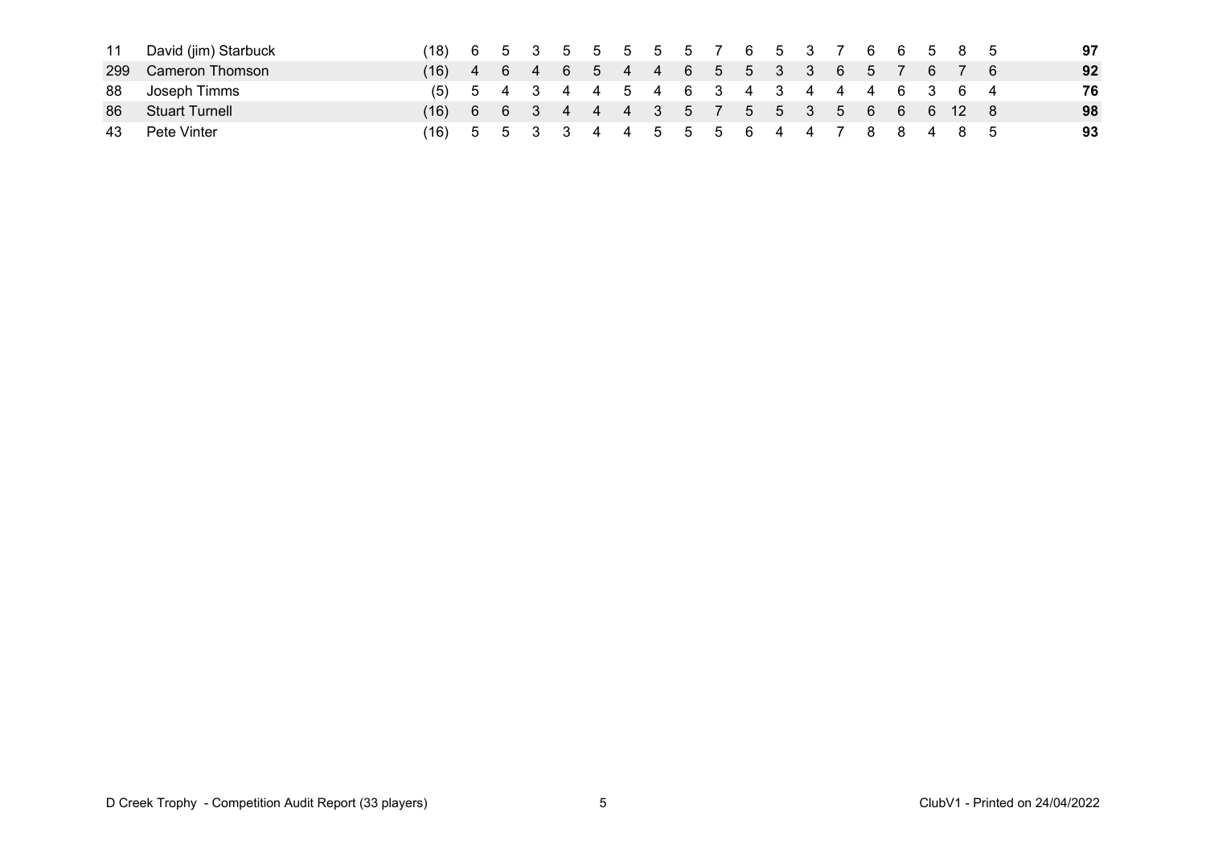| | | | | | | | | | | | | | | | | | | | | | |
|---|---|---|---|---|---|---|---|---|---|---|---|---|---|---|---|---|---|---|---|---|---|
| 11 | David (jim) Starbuck | (18) | 6 | 5 | 3 | 5 | 5 | 5 | 5 | 5 | 7 | 6 | 5 | 3 | 7 | 6 | 6 | 5 | 8 | 5 | **97** |
| 299 | Cameron Thomson | (16) | 4 | 6 | 4 | 6 | 5 | 4 | 4 | 6 | 5 | 5 | 3 | 3 | 6 | 5 | 7 | 6 | 7 | 6 | **92** |
| 88 | Joseph Timms | (5) | 5 | 4 | 3 | 4 | 4 | 5 | 4 | 6 | 3 | 4 | 3 | 4 | 4 | 4 | 6 | 3 | 6 | 4 | **76** |
| 86 | Stuart Turnell | (16) | 6 | 6 | 3 | 4 | 4 | 4 | 3 | 5 | 7 | 5 | 5 | 3 | 5 | 6 | 6 | 6 | 12 | 8 | **98** |
| 43 | Pete Vinter | (16) | 5 | 5 | 3 | 3 | 4 | 4 | 5 | 5 | 5 | 6 | 4 | 4 | 7 | 8 | 8 | 4 | 8 | 5 | **93** |